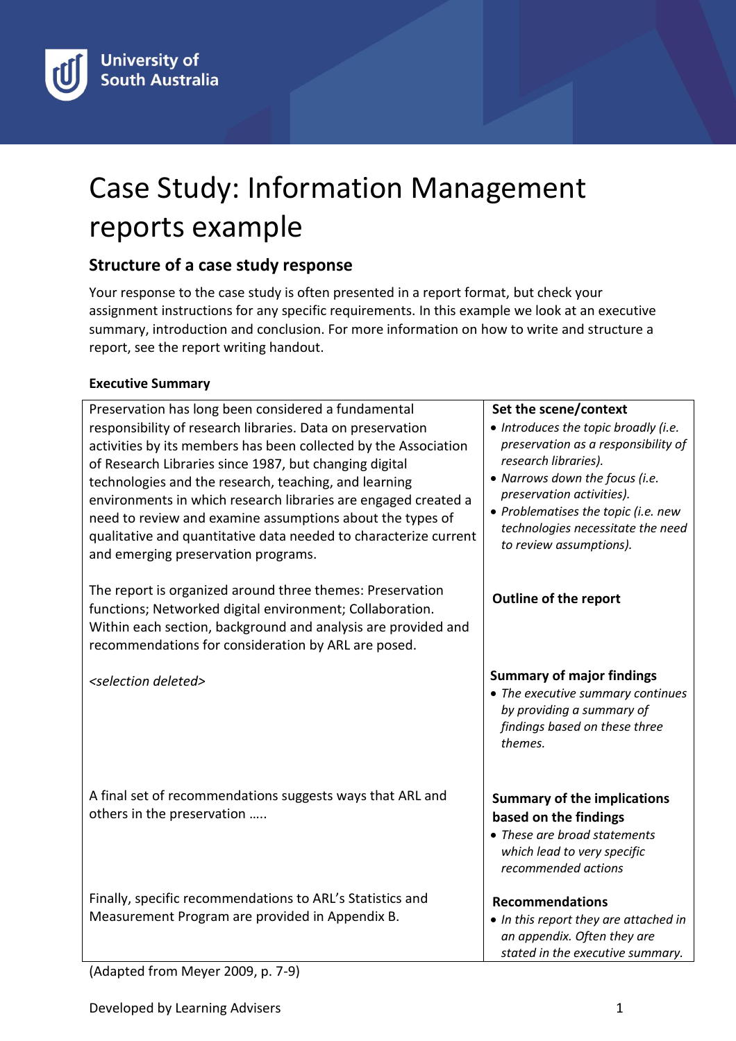# Case Study: Information Management reports example

## Structure of a case study response

Your response to the case study is often presented in a report format, but check your assignment instructions for any specific requirements. In this example we look at an executive summary, introduction and conclusion. For more information on how to write and structure a report, see the report writing handout.

**Executive Summary**

| | |
|---|---|
| Preservation has long been considered a fundamental responsibility of research libraries. Data on preservation activities by its members has been collected by the Association of Research Libraries since 1987, but changing digital technologies and the research, teaching, and learning environments in which research libraries are engaged created a need to review and examine assumptions about the types of qualitative and quantitative data needed to characterize current and emerging preservation programs. | **Set the scene/context**<br>• *Introduces the topic broadly (i.e. preservation as a responsibility of research libraries).*<br>• *Narrows down the focus (i.e. preservation activities).*<br>• *Problematises the topic (i.e. new technologies necessitate the need to review assumptions).* |
| The report is organized around three themes: Preservation functions; Networked digital environment; Collaboration. Within each section, background and analysis are provided and recommendations for consideration by ARL are posed. | **Outline of the report** |
| *<selection deleted>* | **Summary of major findings**<br>• *The executive summary continues by providing a summary of findings based on these three themes.* |
| A final set of recommendations suggests ways that ARL and others in the preservation ….. | **Summary of the implications based on the findings**<br>• *These are broad statements which lead to very specific recommended actions* |
| Finally, specific recommendations to ARL's Statistics and Measurement Program are provided in Appendix B. | **Recommendations**<br>• *In this report they are attached in an appendix. Often they are stated in the executive summary.* |

(Adapted from Meyer 2009, p. 7-9)

Developed by Learning Advisers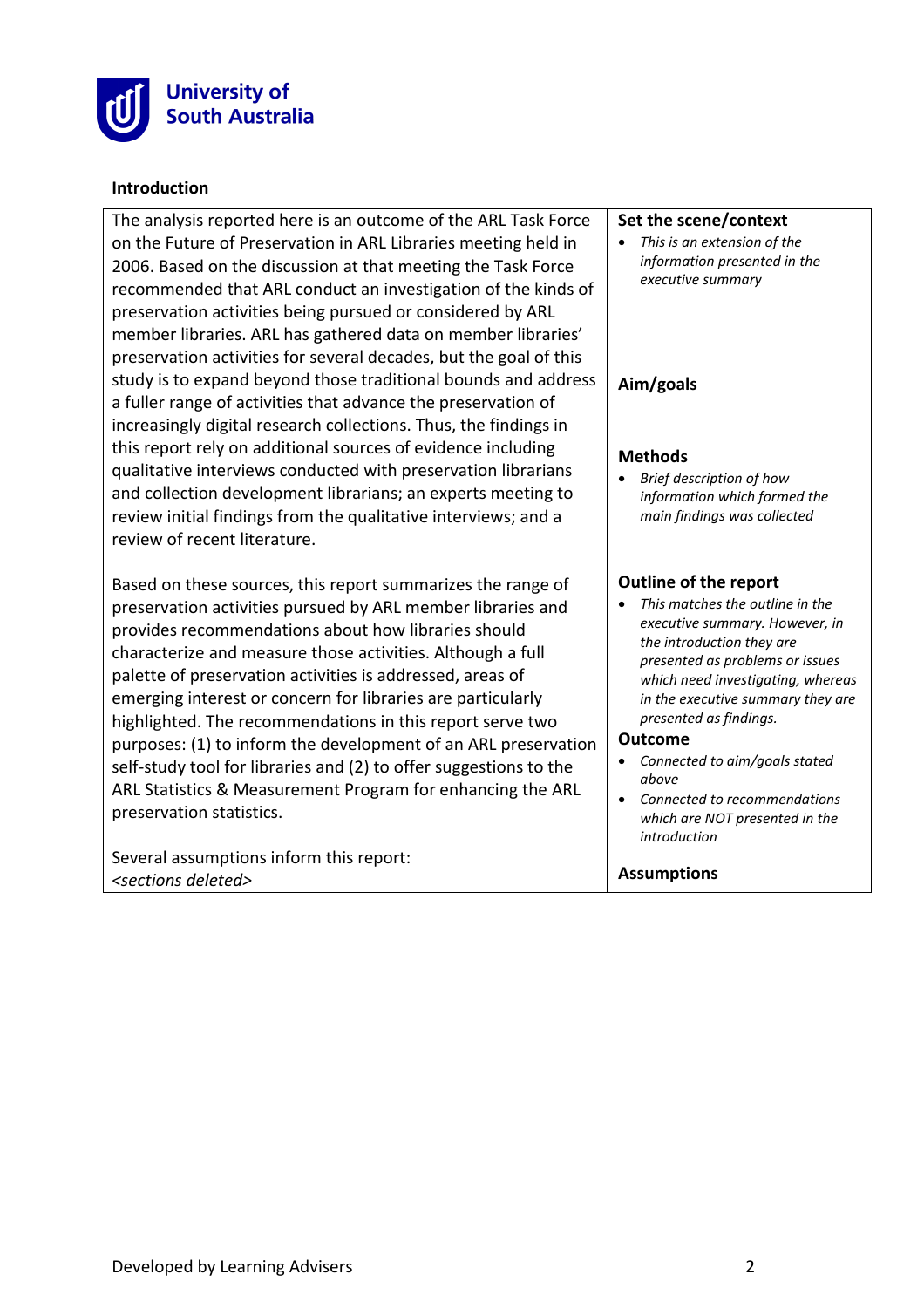**Introduction**

| | |
|---|---|
| The analysis reported here is an outcome of the ARL Task Force on the Future of Preservation in ARL Libraries meeting held in 2006. Based on the discussion at that meeting the Task Force recommended that ARL conduct an investigation of the kinds of preservation activities being pursued or considered by ARL member libraries. ARL has gathered data on member libraries' preservation activities for several decades, but the goal of this study is to expand beyond those traditional bounds and address a fuller range of activities that advance the preservation of increasingly digital research collections. Thus, the findings in this report rely on additional sources of evidence including qualitative interviews conducted with preservation librarians and collection development librarians; an experts meeting to review initial findings from the qualitative interviews; and a review of recent literature. | **Set the scene/context**<br>• *This is an extension of the information presented in the executive summary*<br><br>**Aim/goals**<br><br>**Methods**<br>• *Brief description of how information which formed the main findings was collected* |
| Based on these sources, this report summarizes the range of preservation activities pursued by ARL member libraries and provides recommendations about how libraries should characterize and measure those activities. Although a full palette of preservation activities is addressed, areas of emerging interest or concern for libraries are particularly highlighted. The recommendations in this report serve two purposes: (1) to inform the development of an ARL preservation self-study tool for libraries and (2) to offer suggestions to the ARL Statistics & Measurement Program for enhancing the ARL preservation statistics.<br><br>Several assumptions inform this report:<br>*<sections deleted>* | **Outline of the report**<br>• *This matches the outline in the executive summary. However, in the introduction they are presented as problems or issues which need investigating, whereas in the executive summary they are presented as findings.*<br>**Outcome**<br>• *Connected to aim/goals stated above*<br>• *Connected to recommendations which are NOT presented in the introduction*<br><br>**Assumptions** |

Developed by Learning Advisers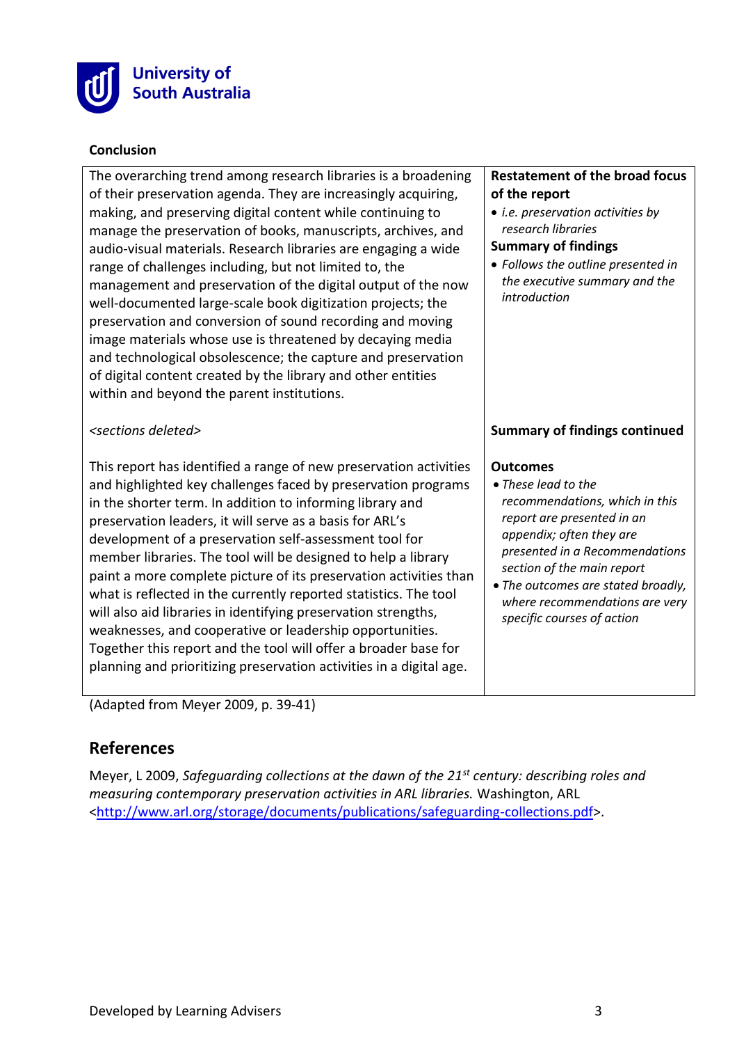**Conclusion**

| | |
|---|---|
| The overarching trend among research libraries is a broadening of their preservation agenda. They are increasingly acquiring, making, and preserving digital content while continuing to manage the preservation of books, manuscripts, archives, and audio-visual materials. Research libraries are engaging a wide range of challenges including, but not limited to, the management and preservation of the digital output of the now well-documented large-scale book digitization projects; the preservation and conversion of sound recording and moving image materials whose use is threatened by decaying media and technological obsolescence; the capture and preservation of digital content created by the library and other entities within and beyond the parent institutions. | **Restatement of the broad focus of the report**<br>• *i.e. preservation activities by research libraries*<br>**Summary of findings**<br>• *Follows the outline presented in the executive summary and the introduction* |
| *<sections deleted>* | **Summary of findings continued** |
| This report has identified a range of new preservation activities and highlighted key challenges faced by preservation programs in the shorter term. In addition to informing library and preservation leaders, it will serve as a basis for ARL's development of a preservation self-assessment tool for member libraries. The tool will be designed to help a library paint a more complete picture of its preservation activities than what is reflected in the currently reported statistics. The tool will also aid libraries in identifying preservation strengths, weaknesses, and cooperative or leadership opportunities. Together this report and the tool will offer a broader base for planning and prioritizing preservation activities in a digital age. | **Outcomes**<br>• *These lead to the recommendations, which in this report are presented in an appendix; often they are presented in a Recommendations section of the main report*<br>• *The outcomes are stated broadly, where recommendations are very specific courses of action* |

(Adapted from Meyer 2009, p. 39-41)

## References

Meyer, L 2009, *Safeguarding collections at the dawn of the 21st century: describing roles and measuring contemporary preservation activities in ARL libraries.* Washington, ARL <http://www.arl.org/storage/documents/publications/safeguarding-collections.pdf>.

Developed by Learning Advisers